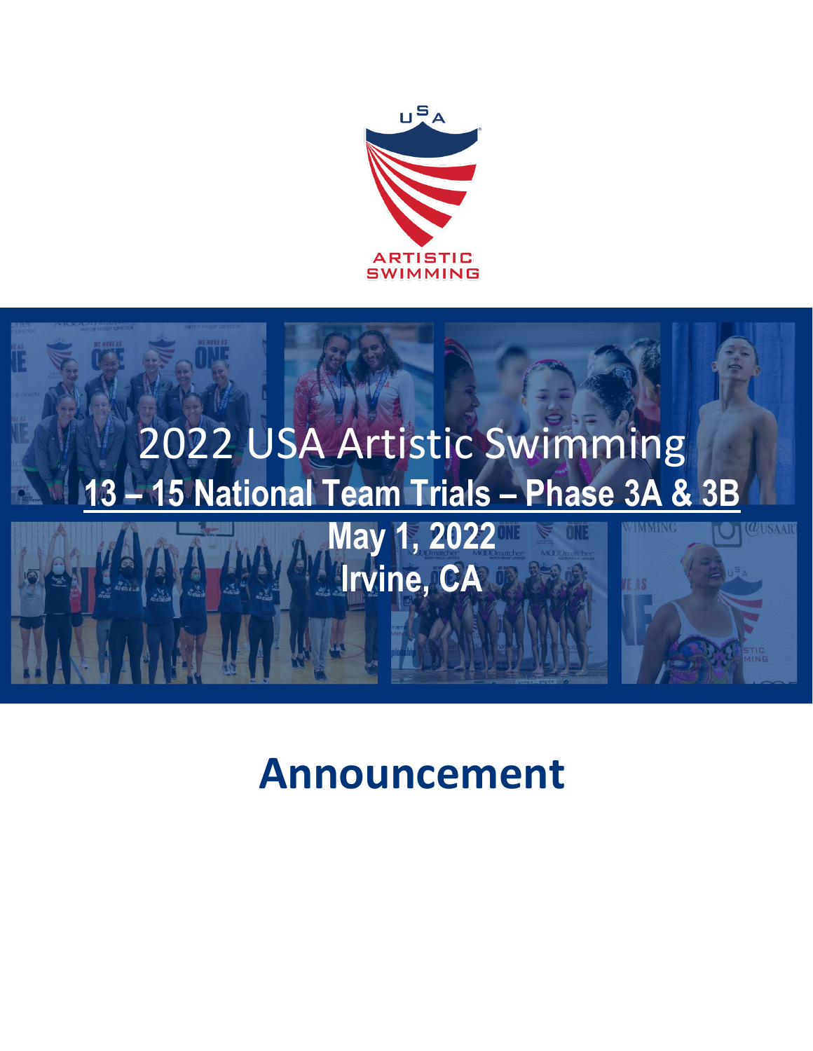# 2022 USA Artistic Swimming

## 13 – 15 National Team Trials – Phase 3A & 3B

**May 1, 2022**

**Irvine, CA**

# Announcement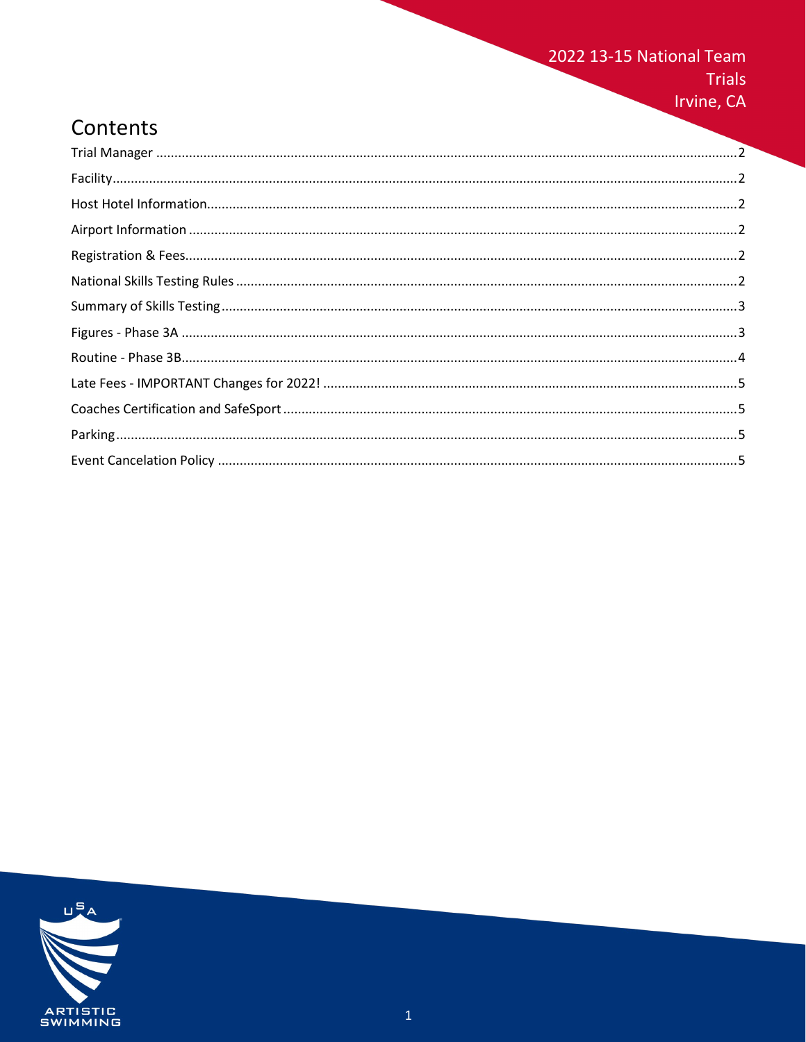2022 13-15 National Team Trials
Irvine, CA

# Contents

Trial Manager .......... 2
Facility .......... 2
Host Hotel Information .......... 2
Airport Information .......... 2
Registration & Fees .......... 2
National Skills Testing Rules .......... 2
Summary of Skills Testing .......... 3
Figures - Phase 3A .......... 3
Routine - Phase 3B .......... 4
Late Fees - IMPORTANT Changes for 2022! .......... 5
Coaches Certification and SafeSport .......... 5
Parking .......... 5
Event Cancelation Policy .......... 5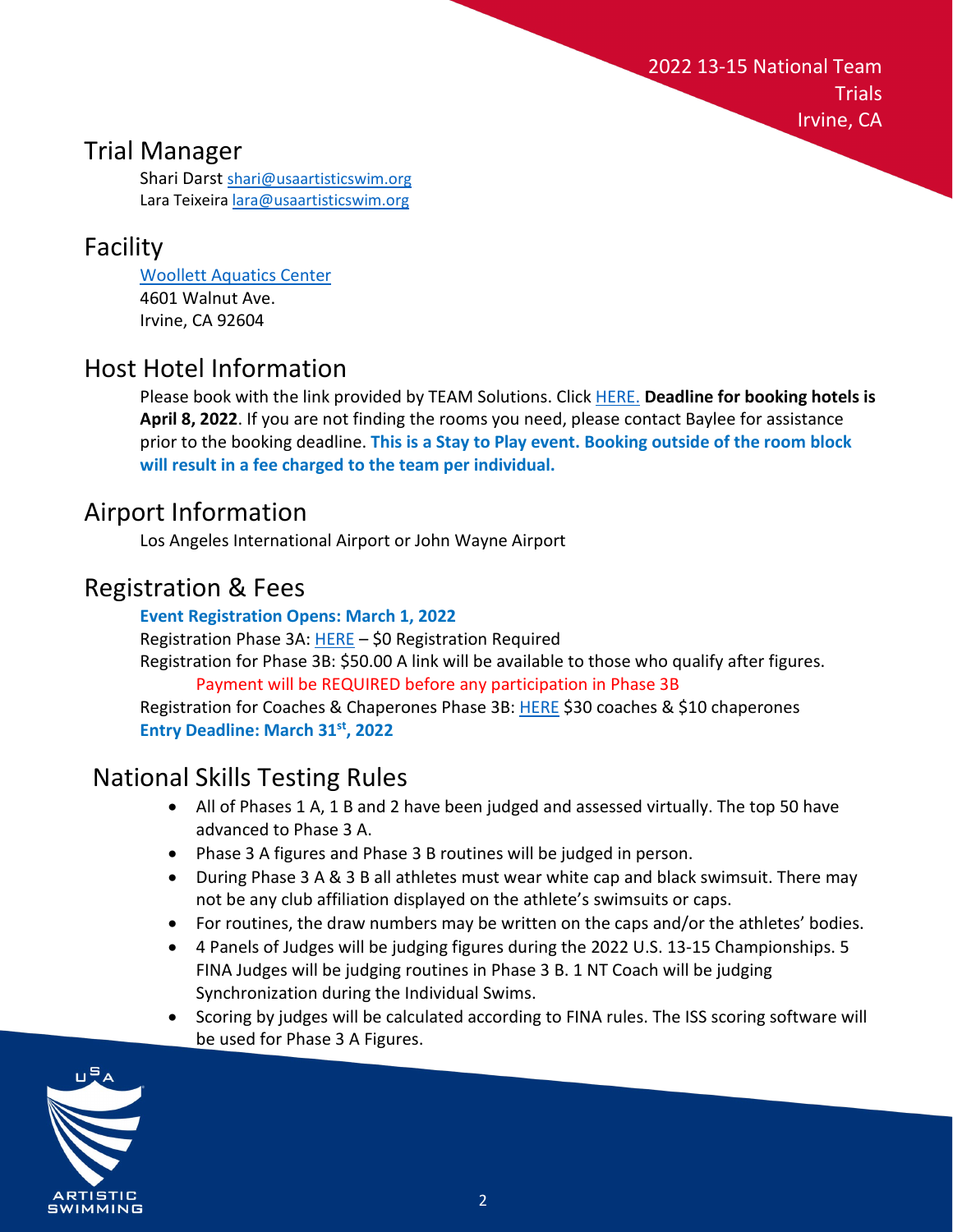## Trial Manager

Shari Darst shari@usaartisticswim.org
Lara Teixeira lara@usaartisticswim.org

## Facility

Woollett Aquatics Center
4601 Walnut Ave.
Irvine, CA 92604

## Host Hotel Information

Please book with the link provided by TEAM Solutions. Click HERE. **Deadline for booking hotels is April 8, 2022**. If you are not finding the rooms you need, please contact Baylee for assistance prior to the booking deadline. **This is a Stay to Play event. Booking outside of the room block will result in a fee charged to the team per individual.**

## Airport Information

Los Angeles International Airport or John Wayne Airport

## Registration & Fees

**Event Registration Opens: March 1, 2022**

Registration Phase 3A: HERE – $0 Registration Required

Registration for Phase 3B: $50.00 A link will be available to those who qualify after figures.

Payment will be REQUIRED before any participation in Phase 3B

Registration for Coaches & Chaperones Phase 3B: HERE $30 coaches & $10 chaperones

**Entry Deadline: March 31st, 2022**

## National Skills Testing Rules

- All of Phases 1 A, 1 B and 2 have been judged and assessed virtually. The top 50 have advanced to Phase 3 A.
- Phase 3 A figures and Phase 3 B routines will be judged in person.
- During Phase 3 A & 3 B all athletes must wear white cap and black swimsuit. There may not be any club affiliation displayed on the athlete's swimsuits or caps.
- For routines, the draw numbers may be written on the caps and/or the athletes' bodies.
- 4 Panels of Judges will be judging figures during the 2022 U.S. 13-15 Championships. 5 FINA Judges will be judging routines in Phase 3 B. 1 NT Coach will be judging Synchronization during the Individual Swims.
- Scoring by judges will be calculated according to FINA rules. The ISS scoring software will be used for Phase 3 A Figures.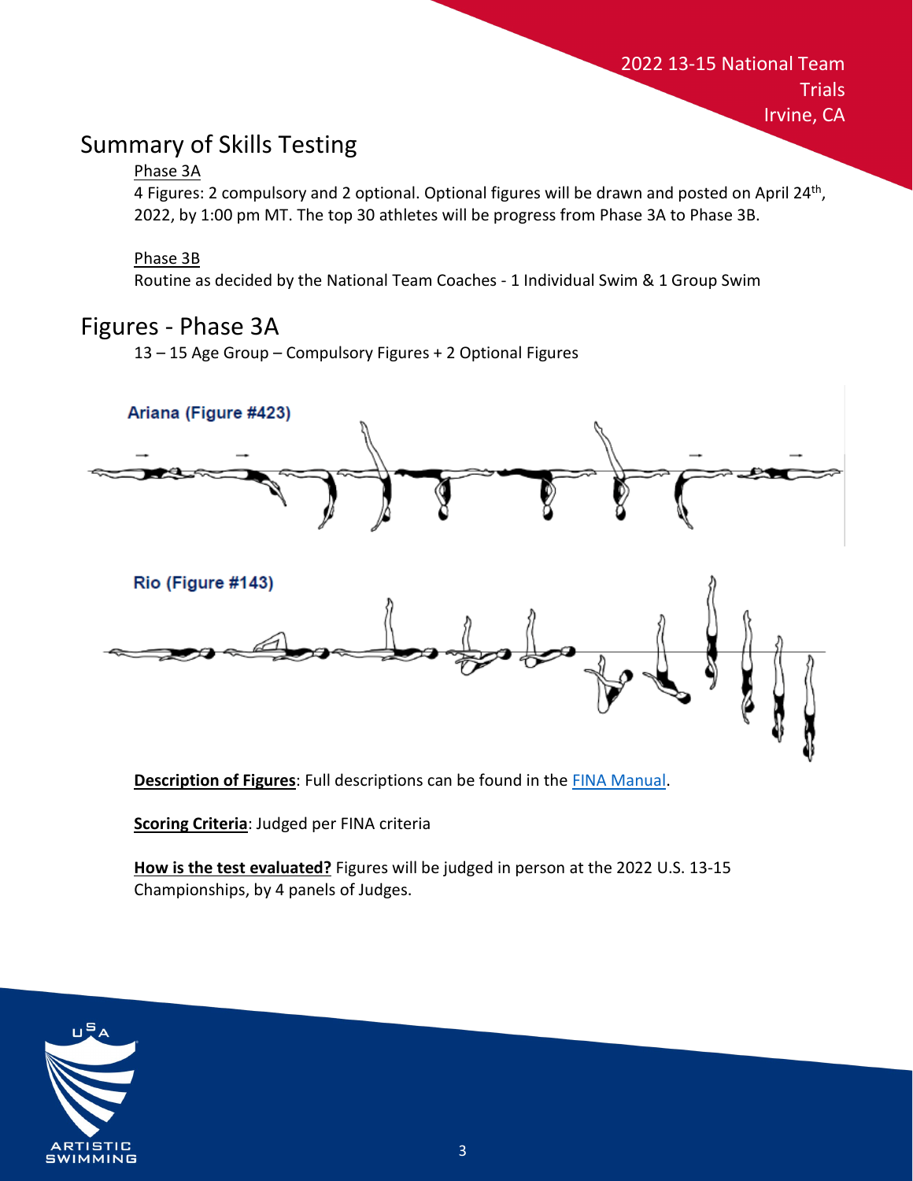## Summary of Skills Testing

Phase 3A

4 Figures: 2 compulsory and 2 optional. Optional figures will be drawn and posted on April 24th, 2022, by 1:00 pm MT. The top 30 athletes will be progress from Phase 3A to Phase 3B.

Phase 3B

Routine as decided by the National Team Coaches - 1 Individual Swim & 1 Group Swim

## Figures - Phase 3A

13 – 15 Age Group – Compulsory Figures + 2 Optional Figures

Ariana (Figure #423)

Rio (Figure #143)

**Description of Figures**: Full descriptions can be found in the FINA Manual.

**Scoring Criteria**: Judged per FINA criteria

**How is the test evaluated?** Figures will be judged in person at the 2022 U.S. 13-15 Championships, by 4 panels of Judges.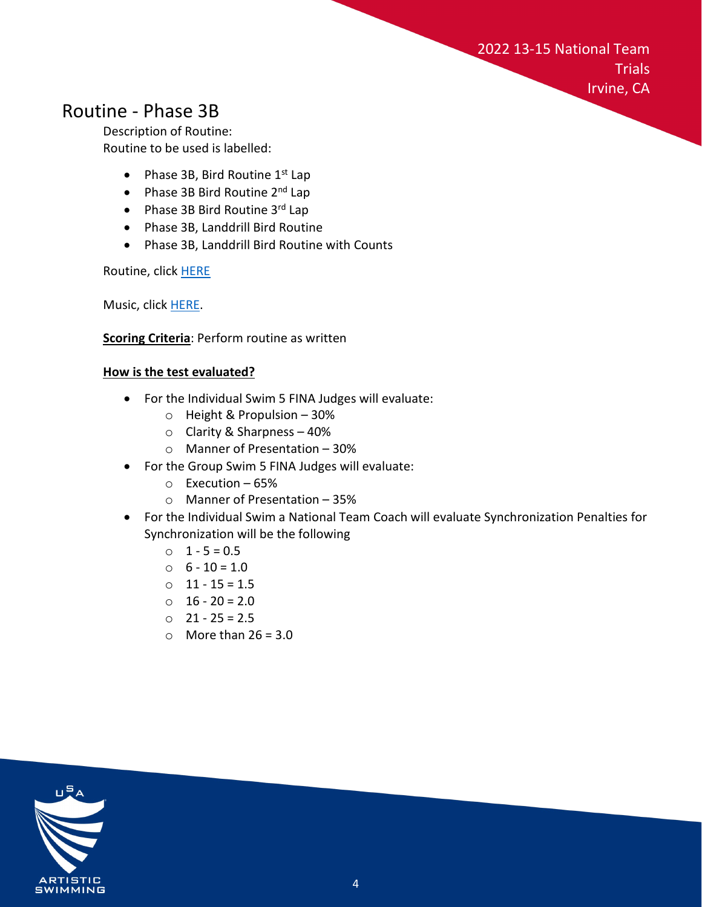## Routine - Phase 3B

Description of Routine:
Routine to be used is labelled:

- Phase 3B, Bird Routine 1st Lap
- Phase 3B Bird Routine 2nd Lap
- Phase 3B Bird Routine 3rd Lap
- Phase 3B, Landdrill Bird Routine
- Phase 3B, Landdrill Bird Routine with Counts

Routine, click HERE

Music, click HERE.

**Scoring Criteria**: Perform routine as written

**How is the test evaluated?**

- For the Individual Swim 5 FINA Judges will evaluate:
    - Height & Propulsion – 30%
    - Clarity & Sharpness – 40%
    - Manner of Presentation – 30%
- For the Group Swim 5 FINA Judges will evaluate:
    - Execution – 65%
    - Manner of Presentation – 35%
- For the Individual Swim a National Team Coach will evaluate Synchronization Penalties for Synchronization will be the following
    - 1 - 5 = 0.5
    - 6 - 10 = 1.0
    - 11 - 15 = 1.5
    - 16 - 20 = 2.0
    - 21 - 25 = 2.5
    - More than 26 = 3.0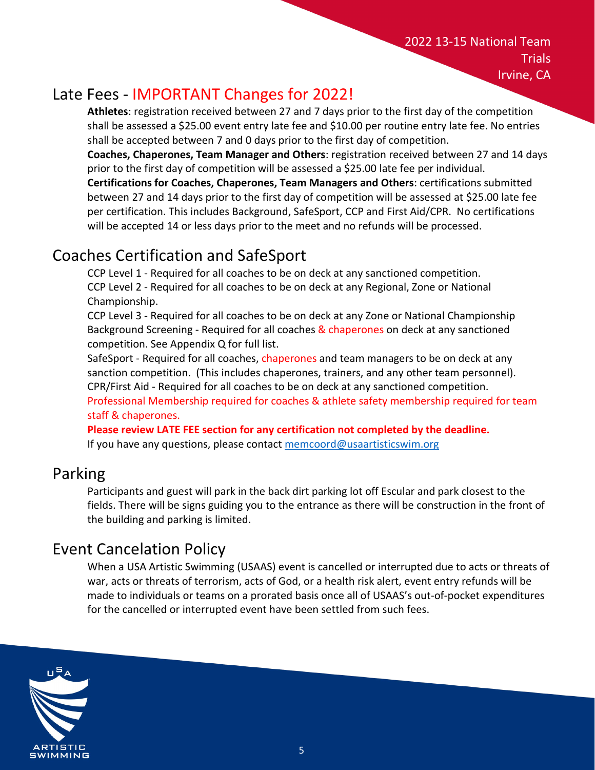## Late Fees - IMPORTANT Changes for 2022!

**Athletes**: registration received between 27 and 7 days prior to the first day of the competition shall be assessed a $25.00 event entry late fee and $10.00 per routine entry late fee. No entries shall be accepted between 7 and 0 days prior to the first day of competition.

**Coaches, Chaperones, Team Manager and Others**: registration received between 27 and 14 days prior to the first day of competition will be assessed a $25.00 late fee per individual.

**Certifications for Coaches, Chaperones, Team Managers and Others**: certifications submitted between 27 and 14 days prior to the first day of competition will be assessed at $25.00 late fee per certification. This includes Background, SafeSport, CCP and First Aid/CPR. No certifications will be accepted 14 or less days prior to the meet and no refunds will be processed.

## Coaches Certification and SafeSport

CCP Level 1 - Required for all coaches to be on deck at any sanctioned competition.
CCP Level 2 - Required for all coaches to be on deck at any Regional, Zone or National Championship.
CCP Level 3 - Required for all coaches to be on deck at any Zone or National Championship
Background Screening - Required for all coaches & chaperones on deck at any sanctioned competition. See Appendix Q for full list.
SafeSport - Required for all coaches, chaperones and team managers to be on deck at any sanction competition. (This includes chaperones, trainers, and any other team personnel).
CPR/First Aid - Required for all coaches to be on deck at any sanctioned competition.
Professional Membership required for coaches & athlete safety membership required for team staff & chaperones.

**Please review LATE FEE section for any certification not completed by the deadline.**

If you have any questions, please contact memcoord@usaartisticswim.org

## Parking

Participants and guest will park in the back dirt parking lot off Escular and park closest to the fields. There will be signs guiding you to the entrance as there will be construction in the front of the building and parking is limited.

## Event Cancelation Policy

When a USA Artistic Swimming (USAAS) event is cancelled or interrupted due to acts or threats of war, acts or threats of terrorism, acts of God, or a health risk alert, event entry refunds will be made to individuals or teams on a prorated basis once all of USAAS's out-of-pocket expenditures for the cancelled or interrupted event have been settled from such fees.